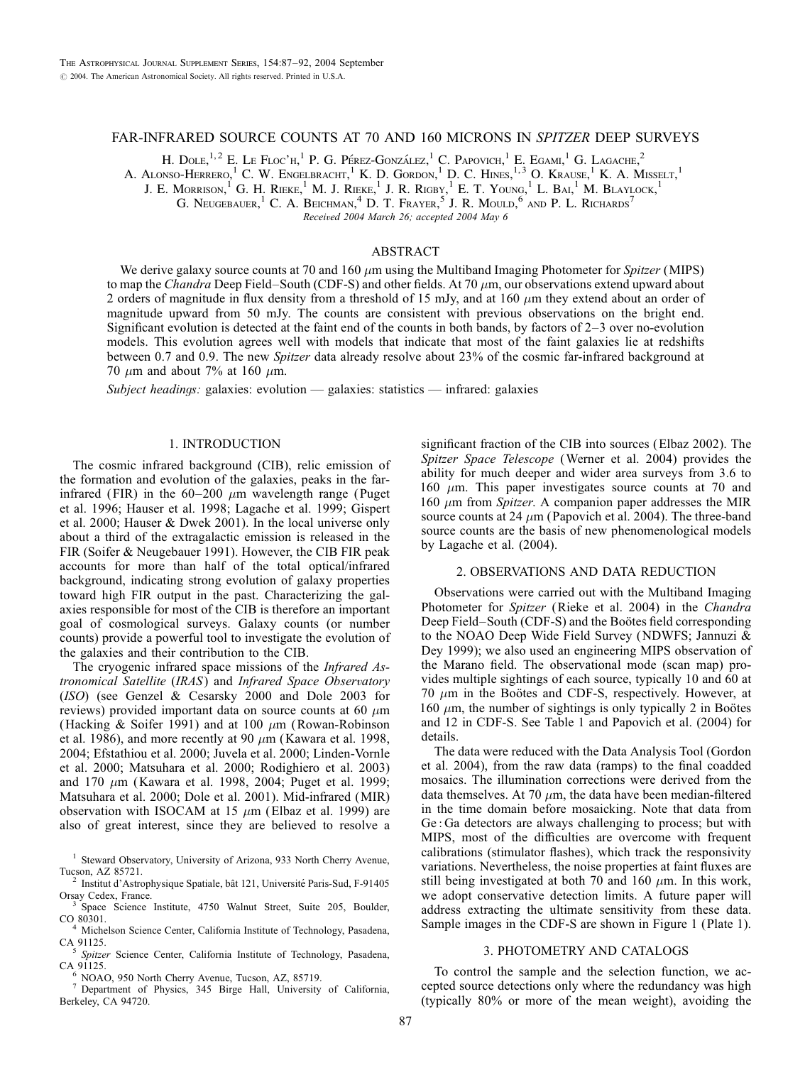# FAR-INFRARED SOURCE COUNTS AT 70 AND 160 MICRONS IN *SPITZER* DEEP SURVEYS

H. Dole,[1,2] E. Le Floc'h,[1] P. G. Pérez-González,[1] C. Papovich,[1] E. Egami,[1] G. Lagache,[2] A. Alonso-Herrero,[1] C. W. Engelbracht,[1] K. D. Gordon,[1] D. C. Hines,[1,3] O. Krause,[1] K. A. Misselt,[1] J. E. Morrison,[1] G. H. Rieke,[1] M. J. Rieke,[1] J. R. Rigby,[1] E. T. Young,[1] L. Bai,[1] M. Blaylock,[1] G. Neugebauer,[1] C. A. Beichman,[4] D. T. Frayer,[5] J. R. Mould,[6] and P. L. Richards[7]

*Received 2004 March 26; accepted 2004 May 6*

## ABSTRACT

We derive galaxy source counts at 70 and 160 $\mu$m using the Multiband Imaging Photometer for *Spitzer* (MIPS) to map the *Chandra* Deep Field–South (CDF-S) and other fields. At 70 $\mu$m, our observations extend upward about 2 orders of magnitude in flux density from a threshold of 15 mJy, and at 160 $\mu$m they extend about an order of magnitude upward from 50 mJy. The counts are consistent with previous observations on the bright end. Significant evolution is detected at the faint end of the counts in both bands, by factors of 2–3 over no-evolution models. This evolution agrees well with models that indicate that most of the faint galaxies lie at redshifts between 0.7 and 0.9. The new *Spitzer* data already resolve about 23% of the cosmic far-infrared background at 70 $\mu$m and about 7% at 160 $\mu$m.

*Subject headings:* galaxies: evolution — galaxies: statistics — infrared: galaxies

## 1. INTRODUCTION

The cosmic infrared background (CIB), relic emission of the formation and evolution of the galaxies, peaks in the far-infrared (FIR) in the 60–200 $\mu$m wavelength range (Puget et al. 1996; Hauser et al. 1998; Lagache et al. 1999; Gispert et al. 2000; Hauser & Dwek 2001). In the local universe only about a third of the extragalactic emission is released in the FIR (Soifer & Neugebauer 1991). However, the CIB FIR peak accounts for more than half of the total optical/infrared background, indicating strong evolution of galaxy properties toward high FIR output in the past. Characterizing the galaxies responsible for most of the CIB is therefore an important goal of cosmological surveys. Galaxy counts (or number counts) provide a powerful tool to investigate the evolution of the galaxies and their contribution to the CIB.

The cryogenic infrared space missions of the *Infrared Astronomical Satellite* (*IRAS*) and *Infrared Space Observatory* (*ISO*) (see Genzel & Cesarsky 2000 and Dole 2003 for reviews) provided important data on source counts at 60 $\mu$m (Hacking & Soifer 1991) and at 100 $\mu$m (Rowan-Robinson et al. 1986), and more recently at 90 $\mu$m (Kawara et al. 1998, 2004; Efstathiou et al. 2000; Juvela et al. 2000; Linden-Vornle et al. 2000; Matsuhara et al. 2000; Rodighiero et al. 2003) and 170 $\mu$m (Kawara et al. 1998, 2004; Puget et al. 1999; Matsuhara et al. 2000; Dole et al. 2001). Mid-infrared (MIR) observation with ISOCAM at 15 $\mu$m (Elbaz et al. 1999) are also of great interest, since they are believed to resolve a significant fraction of the CIB into sources (Elbaz 2002). The *Spitzer Space Telescope* (Werner et al. 2004) provides the ability for much deeper and wider area surveys from 3.6 to 160 $\mu$m. This paper investigates source counts at 70 and 160 $\mu$m from *Spitzer*. A companion paper addresses the MIR source counts at 24 $\mu$m (Papovich et al. 2004). The three-band source counts are the basis of new phenomenological models by Lagache et al. (2004).

## 2. OBSERVATIONS AND DATA REDUCTION

Observations were carried out with the Multiband Imaging Photometer for *Spitzer* (Rieke et al. 2004) in the *Chandra* Deep Field–South (CDF-S) and the Boötes field corresponding to the NOAO Deep Wide Field Survey (NDWFS; Jannuzi & Dey 1999); we also used an engineering MIPS observation of the Marano field. The observational mode (scan map) provides multiple sightings of each source, typically 10 and 60 at 70 $\mu$m in the Boötes and CDF-S, respectively. However, at 160 $\mu$m, the number of sightings is only typically 2 in Boötes and 12 in CDF-S. See Table 1 and Papovich et al. (2004) for details.

The data were reduced with the Data Analysis Tool (Gordon et al. 2004), from the raw data (ramps) to the final coadded mosaics. The illumination corrections were derived from the data themselves. At 70 $\mu$m, the data have been median-filtered in the time domain before mosaicking. Note that data from Ge : Ga detectors are always challenging to process; but with MIPS, most of the difficulties are overcome with frequent calibrations (stimulator flashes), which track the responsivity variations. Nevertheless, the noise properties at faint fluxes are still being investigated at both 70 and 160 $\mu$m. In this work, we adopt conservative detection limits. A future paper will address extracting the ultimate sensitivity from these data. Sample images in the CDF-S are shown in Figure 1 (Plate 1).

## 3. PHOTOMETRY AND CATALOGS

To control the sample and the selection function, we accepted source detections only where the redundancy was high (typically 80% or more of the mean weight), avoiding the

---

[1] Steward Observatory, University of Arizona, 933 North Cherry Avenue, Tucson, AZ 85721.

[2] Institut d'Astrophysique Spatiale, bât 121, Université Paris-Sud, F-91405 Orsay Cedex, France.

[3] Space Science Institute, 4750 Walnut Street, Suite 205, Boulder, CO 80301.

[4] Michelson Science Center, California Institute of Technology, Pasadena, CA 91125.

[5] *Spitzer* Science Center, California Institute of Technology, Pasadena, CA 91125.

[6] NOAO, 950 North Cherry Avenue, Tucson, AZ, 85719.

[7] Department of Physics, 345 Birge Hall, University of California, Berkeley, CA 94720.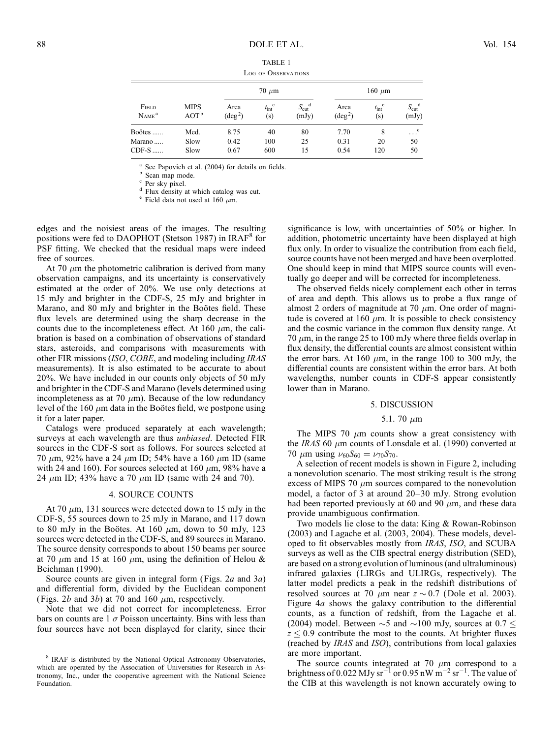TABLE 1

LOG OF OBSERVATIONS

| Field Name[a] | MIPS AOT[b] | 70 μm Area (deg²) | 70 μm $t_{int}$[c] (s) | 70 μm $S_{cut}$[d] (mJy) | 160 μm Area (deg²) | 160 μm $t_{int}$[c] (s) | 160 μm $S_{cut}$[d] (mJy) |
|---|---|---|---|---|---|---|---|
| Boötes ...... | Med. | 8.75 | 40 | 80 | 7.70 | 8 | ...[e] |
| Marano ..... | Slow | 0.42 | 100 | 25 | 0.31 | 20 | 50 |
| CDF-S ...... | Slow | 0.67 | 600 | 15 | 0.54 | 120 | 50 |

[a] See Papovich et al. (2004) for details on fields.
[b] Scan map mode.
[c] Per sky pixel.
[d] Flux density at which catalog was cut.
[e] Field data not used at 160 μm.

edges and the noisiest areas of the images. The resulting positions were fed to DAOPHOT (Stetson 1987) in IRAF[8] for PSF fitting. We checked that the residual maps were indeed free of sources.

At 70 μm the photometric calibration is derived from many observation campaigns, and its uncertainty is conservatively estimated at the order of 20%. We use only detections at 15 mJy and brighter in the CDF-S, 25 mJy and brighter in Marano, and 80 mJy and brighter in the Boötes field. These flux levels are determined using the sharp decrease in the counts due to the incompleteness effect. At 160 μm, the calibration is based on a combination of observations of standard stars, asteroids, and comparisons with measurements with other FIR missions (*ISO*, *COBE*, and modeling including *IRAS* measurements). It is also estimated to be accurate to about 20%. We have included in our counts only objects of 50 mJy and brighter in the CDF-S and Marano (levels determined using incompleteness as at 70 μm). Because of the low redundancy level of the 160 μm data in the Boötes field, we postpone using it for a later paper.

Catalogs were produced separately at each wavelength; surveys at each wavelength are thus *unbiased*. Detected FIR sources in the CDF-S sort as follows. For sources selected at 70 μm, 92% have a 24 μm ID; 54% have a 160 μm ID (same with 24 and 160). For sources selected at 160 μm, 98% have a 24 μm ID; 43% have a 70 μm ID (same with 24 and 70).

## 4. SOURCE COUNTS

At 70 μm, 131 sources were detected down to 15 mJy in the CDF-S, 55 sources down to 25 mJy in Marano, and 117 down to 80 mJy in the Boötes. At 160 μm, down to 50 mJy, 123 sources were detected in the CDF-S, and 89 sources in Marano. The source density corresponds to about 150 beams per source at 70 μm and 15 at 160 μm, using the definition of Helou & Beichman (1990).

Source counts are given in integral form (Figs. 2*a* and 3*a*) and differential form, divided by the Euclidean component (Figs. 2*b* and 3*b*) at 70 and 160 μm, respectively.

Note that we did not correct for incompleteness. Error bars on counts are 1 σ Poisson uncertainty. Bins with less than four sources have not been displayed for clarity, since their significance is low, with uncertainties of 50% or higher. In addition, photometric uncertainty have been displayed at high flux only. In order to visualize the contribution from each field, source counts have not been merged and have been overplotted. One should keep in mind that MIPS source counts will eventually go deeper and will be corrected for incompleteness.

The observed fields nicely complement each other in terms of area and depth. This allows us to probe a flux range of almost 2 orders of magnitude at 70 μm. One order of magnitude is covered at 160 μm. It is possible to check consistency and the cosmic variance in the common flux density range. At 70 μm, in the range 25 to 100 mJy where three fields overlap in flux density, the differential counts are almost consistent within the error bars. At 160 μm, in the range 100 to 300 mJy, the differential counts are consistent within the error bars. At both wavelengths, number counts in CDF-S appear consistently lower than in Marano.

## 5. DISCUSSION

### 5.1. 70 μm

The MIPS 70 μm counts show a great consistency with the *IRAS* 60 μm counts of Lonsdale et al. (1990) converted at 70 μm using $\nu_{60} S_{60} = \nu_{70} S_{70}$.

A selection of recent models is shown in Figure 2, including a nonevolution scenario. The most striking result is the strong excess of MIPS 70 μm sources compared to the nonevolution model, a factor of 3 at around 20–30 mJy. Strong evolution had been reported previously at 60 and 90 μm, and these data provide unambiguous confirmation.

Two models lie close to the data: King & Rowan-Robinson (2003) and Lagache et al. (2003, 2004). These models, developed to fit observables mostly from *IRAS*, *ISO*, and SCUBA surveys as well as the CIB spectral energy distribution (SED), are based on a strong evolution of luminous (and ultraluminous) infrared galaxies (LIRGs and ULIRGs, respectively). The latter model predicts a peak in the redshift distributions of resolved sources at 70 μm near $z \sim 0.7$ (Dole et al. 2003). Figure 4*a* shows the galaxy contribution to the differential counts, as a function of redshift, from the Lagache et al. (2004) model. Between ∼5 and ∼100 mJy, sources at $0.7 \leq z \leq 0.9$ contribute the most to the counts. At brighter fluxes (reached by *IRAS* and *ISO*), contributions from local galaxies are more important.

The source counts integrated at 70 μm correspond to a brightness of 0.022 MJy sr$^{-1}$ or 0.95 nW m$^{-2}$ sr$^{-1}$. The value of the CIB at this wavelength is not known accurately owing to

[8] IRAF is distributed by the National Optical Astronomy Observatories, which are operated by the Association of Universities for Research in Astronomy, Inc., under the cooperative agreement with the National Science Foundation.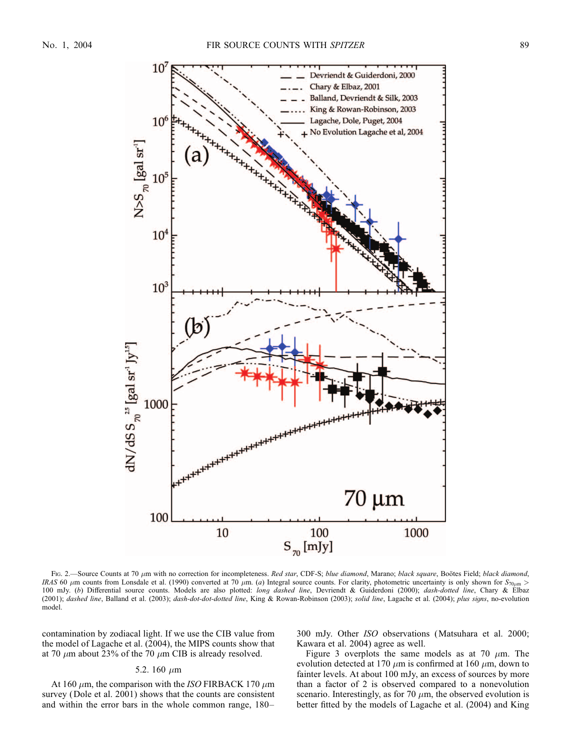Fig. 2.—Source Counts at 70 $\mu$m with no correction for incompleteness. *Red star*, CDF-S; *blue diamond*, Marano; *black square*, Boötes Field; *black diamond*, *IRAS* 60 $\mu$m counts from Lonsdale et al. (1990) converted at 70 $\mu$m. (*a*) Integral source counts. For clarity, photometric uncertainty is only shown for $S_{70\mu m} >$ 100 mJy. (*b*) Differential source counts. Models are also plotted: *long dashed line*, Devriendt & Guiderdoni (2000); *dash-dotted line*, Chary & Elbaz (2001); *dashed line*, Balland et al. (2003); *dash-dot-dot-dotted line*, King & Rowan-Robinson (2003); *solid line*, Lagache et al. (2004); *plus signs*, no-evolution model.

contamination by zodiacal light. If we use the CIB value from the model of Lagache et al. (2004), the MIPS counts show that at 70 $\mu$m about 23% of the 70 $\mu$m CIB is already resolved.

### 5.2. 160 $\mu$m

At 160 $\mu$m, the comparison with the *ISO* FIRBACK 170 $\mu$m survey (Dole et al. 2001) shows that the counts are consistent and within the error bars in the whole common range, 180–300 mJy. Other *ISO* observations (Matsuhara et al. 2000; Kawara et al. 2004) agree as well.

Figure 3 overplots the same models as at 70 $\mu$m. The evolution detected at 170 $\mu$m is confirmed at 160 $\mu$m, down to fainter levels. At about 100 mJy, an excess of sources by more than a factor of 2 is observed compared to a nonevolution scenario. Interestingly, as for 70 $\mu$m, the observed evolution is better fitted by the models of Lagache et al. (2004) and King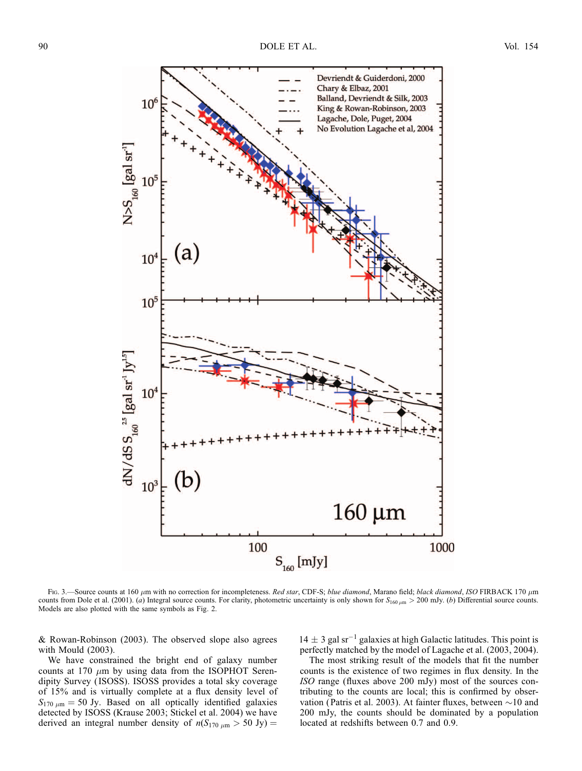FIG. 3.—Source counts at 160 μm with no correction for incompleteness. *Red star*, CDF-S; *blue diamond*, Marano field; *black diamond*, *ISO* FIRBACK 170 μm counts from Dole et al. (2001). (*a*) Integral source counts. For clarity, photometric uncertainty is only shown for $S_{160\,\mu m} > 200$ mJy. (*b*) Differential source counts. Models are also plotted with the same symbols as Fig. 2.

& Rowan-Robinson (2003). The observed slope also agrees with Mould (2003).

We have constrained the bright end of galaxy number counts at 170 μm by using data from the ISOPHOT Serendipity Survey (ISOSS). ISOSS provides a total sky coverage of 15% and is virtually complete at a flux density level of $S_{170\,\mu m} = 50$ Jy. Based on all optically identified galaxies detected by ISOSS (Krause 2003; Stickel et al. 2004) we have derived an integral number density of $n(S_{170\,\mu m} > 50 \text{ Jy}) = 14 \pm 3$ gal sr$^{-1}$ galaxies at high Galactic latitudes. This point is perfectly matched by the model of Lagache et al. (2003, 2004).

The most striking result of the models that fit the number counts is the existence of two regimes in flux density. In the *ISO* range (fluxes above 200 mJy) most of the sources contributing to the counts are local; this is confirmed by observation (Patris et al. 2003). At fainter fluxes, between ∼10 and 200 mJy, the counts should be dominated by a population located at redshifts between 0.7 and 0.9.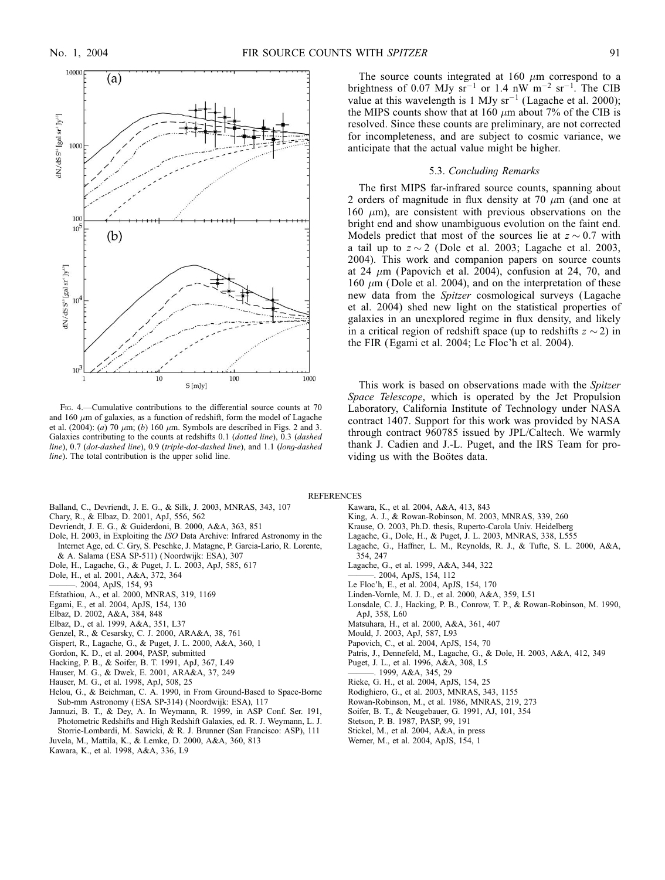FIG. 4.—Cumulative contributions to the differential source counts at 70 and 160 $\mu$m of galaxies, as a function of redshift, form the model of Lagache et al. (2004): (*a*) 70 $\mu$m; (*b*) 160 $\mu$m. Symbols are described in Figs. 2 and 3. Galaxies contributing to the counts at redshifts 0.1 (*dotted line*), 0.3 (*dashed line*), 0.7 (*dot-dashed line*), 0.9 (*triple-dot-dashed line*), and 1.1 (*long-dashed line*). The total contribution is the upper solid line.

The source counts integrated at 160 $\mu$m correspond to a brightness of 0.07 MJy sr$^{-1}$ or 1.4 nW m$^{-2}$ sr$^{-1}$. The CIB value at this wavelength is 1 MJy sr$^{-1}$ (Lagache et al. 2000); the MIPS counts show that at 160 $\mu$m about 7% of the CIB is resolved. Since these counts are preliminary, are not corrected for incompleteness, and are subject to cosmic variance, we anticipate that the actual value might be higher.

### 5.3. *Concluding Remarks*

The first MIPS far-infrared source counts, spanning about 2 orders of magnitude in flux density at 70 $\mu$m (and one at 160 $\mu$m), are consistent with previous observations on the bright end and show unambiguous evolution on the faint end. Models predict that most of the sources lie at $z \sim 0.7$ with a tail up to $z \sim 2$ (Dole et al. 2003; Lagache et al. 2003, 2004). This work and companion papers on source counts at 24 $\mu$m (Papovich et al. 2004), confusion at 24, 70, and 160 $\mu$m (Dole et al. 2004), and on the interpretation of these new data from the *Spitzer* cosmological surveys (Lagache et al. 2004) shed new light on the statistical properties of galaxies in an unexplored regime in flux density, and likely in a critical region of redshift space (up to redshifts $z \sim 2$) in the FIR (Egami et al. 2004; Le Floc'h et al. 2004).

This work is based on observations made with the *Spitzer Space Telescope*, which is operated by the Jet Propulsion Laboratory, California Institute of Technology under NASA contract 1407. Support for this work was provided by NASA through contract 960785 issued by JPL/Caltech. We warmly thank J. Cadien and J.-L. Puget, and the IRS Team for providing us with the Boötes data.

## REFERENCES

Balland, C., Devriendt, J. E. G., & Silk, J. 2003, MNRAS, 343, 107
Chary, R., & Elbaz, D. 2001, ApJ, 556, 562
Devriendt, J. E. G., & Guiderdoni, B. 2000, A&A, 363, 851
Dole, H. 2003, in Exploiting the *ISO* Data Archive: Infrared Astronomy in the Internet Age, ed. C. Gry, S. Peschke, J. Matagne, P. Garcia-Lario, R. Lorente, & A. Salama (ESA SP-511) (Noordwijk: ESA), 307
Dole, H., Lagache, G., & Puget, J. L. 2003, ApJ, 585, 617
Dole, H., et al. 2001, A&A, 372, 364
———. 2004, ApJS, 154, 93
Efstathiou, A., et al. 2000, MNRAS, 319, 1169
Egami, E., et al. 2004, ApJS, 154, 130
Elbaz, D. 2002, A&A, 384, 848
Elbaz, D., et al. 1999, A&A, 351, L37
Genzel, R., & Cesarsky, C. J. 2000, ARA&A, 38, 761
Gispert, R., Lagache, G., & Puget, J. L. 2000, A&A, 360, 1
Gordon, K. D., et al. 2004, PASP, submitted
Hacking, P. B., & Soifer, B. T. 1991, ApJ, 367, L49
Hauser, M. G., & Dwek, E. 2001, ARA&A, 37, 249
Hauser, M. G., et al. 1998, ApJ, 508, 25
Helou, G., & Beichman, C. A. 1990, in From Ground-Based to Space-Borne Sub-mm Astronomy (ESA SP-314) (Noordwijk: ESA), 117
Jannuzi, B. T., & Dey, A. In Weymann, R. 1999, in ASP Conf. Ser. 191, Photometric Redshifts and High Redshift Galaxies, ed. R. J. Weymann, L. J. Storrie-Lombardi, M. Sawicki, & R. J. Brunner (San Francisco: ASP), 111
Juvela, M., Mattila, K., & Lemke, D. 2000, A&A, 360, 813
Kawara, K., et al. 1998, A&A, 336, L9
Kawara, K., et al. 2004, A&A, 413, 843
King, A. J., & Rowan-Robinson, M. 2003, MNRAS, 339, 260
Krause, O. 2003, Ph.D. thesis, Ruperto-Carola Univ. Heidelberg
Lagache, G., Dole, H., & Puget, J. L. 2003, MNRAS, 338, L555
Lagache, G., Haffner, L. M., Reynolds, R. J., & Tufte, S. L. 2000, A&A, 354, 247
Lagache, G., et al. 1999, A&A, 344, 322
———. 2004, ApJS, 154, 112
Le Floc'h, E., et al. 2004, ApJS, 154, 170
Linden-Vornle, M. J. D., et al. 2000, A&A, 359, L51
Lonsdale, C. J., Hacking, P. B., Conrow, T. P., & Rowan-Robinson, M. 1990, ApJ, 358, L60
Matsuhara, H., et al. 2000, A&A, 361, 407
Mould, J. 2003, ApJ, 587, L93
Papovich, C., et al. 2004, ApJS, 154, 70
Patris, J., Dennefeld, M., Lagache, G., & Dole, H. 2003, A&A, 412, 349
Puget, J. L., et al. 1996, A&A, 308, L5
———. 1999, A&A, 345, 29
Rieke, G. H., et al. 2004, ApJS, 154, 25
Rodighiero, G., et al. 2003, MNRAS, 343, 1155
Rowan-Robinson, M., et al. 1986, MNRAS, 219, 273
Soifer, B. T., & Neugebauer, G. 1991, AJ, 101, 354
Stetson, P. B. 1987, PASP, 99, 191
Stickel, M., et al. 2004, A&A, in press
Werner, M., et al. 2004, ApJS, 154, 1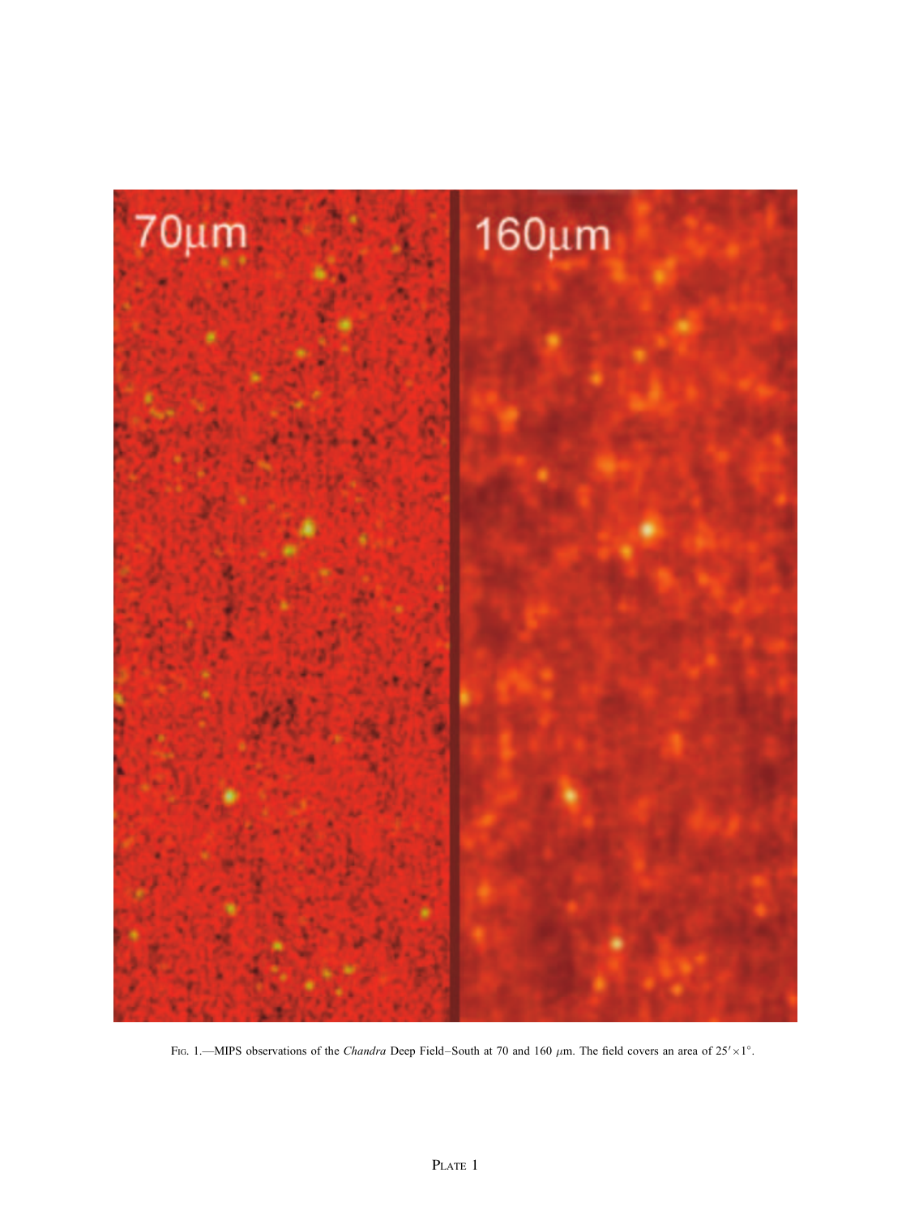70μm

160μm

FIG. 1.—MIPS observations of the *Chandra* Deep Field–South at 70 and 160 $\mu$m. The field covers an area of $25' \times 1°$.

PLATE 1